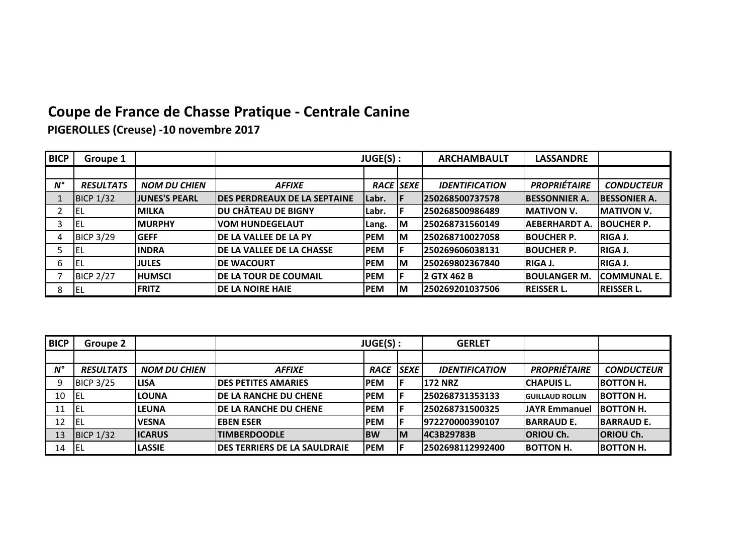# Coupe de France de Chasse Pratique - Centrale Canine

## PIGEROLLES (Creuse) -10 novembre 2017

| BICP | Groupe 1 | | | JUGE(S) : | | ARCHAMBAULT | LASSANDRE | |
|---|---|---|---|---|---|---|---|---|
| | | | | | | | | |
| *N°* | *RESULTATS* | *NOM DU CHIEN* | *AFFIXE* | *RACE* | *SEXE* | *IDENTIFICATION* | *PROPRIÉTAIRE* | *CONDUCTEUR* |
| 1 | BICP 1/32 | **JUNES'S PEARL** | **DES PERDREAUX DE LA SEPTAINE** | **Labr.** | **F** | **250268500737578** | **BESSONNIER A.** | **BESSONIER A.** |
| 2 | EL | **MILKA** | **DU CHÂTEAU DE BIGNY** | **Labr.** | **F** | **250268500986489** | **MATIVON V.** | **MATIVON V.** |
| 3 | EL | **MURPHY** | **VOM HUNDEGELAUT** | **Lang.** | **M** | **250268731560149** | **AEBERHARDT A.** | **BOUCHER P.** |
| 4 | BICP 3/29 | **GEFF** | **DE LA VALLEE DE LA PY** | **PEM** | **M** | **250268710027058** | **BOUCHER P.** | **RIGA J.** |
| 5 | EL | **INDRA** | **DE LA VALLEE DE LA CHASSE** | **PEM** | **F** | **250269606038131** | **BOUCHER P.** | **RIGA J.** |
| 6 | EL | **JULES** | **DE WACOURT** | **PEM** | **M** | **250269802367840** | **RIGA J.** | **RIGA J.** |
| 7 | BICP 2/27 | **HUMSCI** | **DE LA TOUR DE COUMAIL** | **PEM** | **F** | **2 GTX 462 B** | **BOULANGER M.** | **COMMUNAL E.** |
| 8 | EL | **FRITZ** | **DE LA NOIRE HAIE** | **PEM** | **M** | **250269201037506** | **REISSER L.** | **REISSER L.** |

| BICP | Groupe 2 | | | JUGE(S) : | | GERLET | | |
|---|---|---|---|---|---|---|---|---|
| | | | | | | | | |
| *N°* | *RESULTATS* | *NOM DU CHIEN* | *AFFIXE* | *RACE* | *SEXE* | *IDENTIFICATION* | *PROPRIÉTAIRE* | *CONDUCTEUR* |
| 9 | BICP 3/25 | **LISA** | **DES PETITES AMARIES** | **PEM** | **F** | **172 NRZ** | **CHAPUIS L.** | **BOTTON H.** |
| 10 | EL | **LOUNA** | **DE LA RANCHE DU CHENE** | **PEM** | **F** | **250268731353133** | **GUILLAUD ROLLIN** | **BOTTON H.** |
| 11 | EL | **LEUNA** | **DE LA RANCHE DU CHENE** | **PEM** | **F** | **250268731500325** | **JAYR Emmanuel** | **BOTTON H.** |
| 12 | EL | **VESNA** | **EBEN ESER** | **PEM** | **F** | **972270000390107** | **BARRAUD E.** | **BARRAUD E.** |
| 13 | BICP 1/32 | **ICARUS** | **TIMBERDOODLE** | **BW** | **M** | **4C3B29783B** | **ORIOU Ch.** | **ORIOU Ch.** |
| 14 | EL | **LASSIE** | **DES TERRIERS DE LA SAULDRAIE** | **PEM** | **F** | **2502698112992400** | **BOTTON H.** | **BOTTON H.** |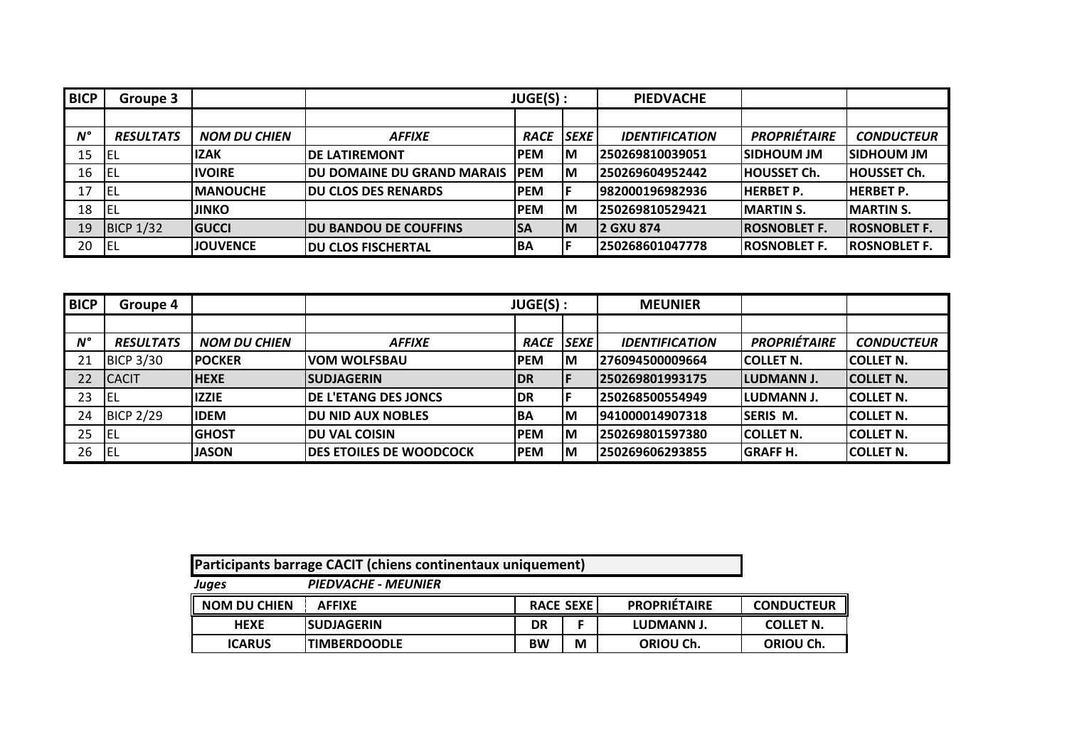| BICP | Groupe 3 | | JUGE(S) : | | | PIEDVACHE | | |
|---|---|---|---|---|---|---|---|---|
| | | | | | | | | |
| *N°* | *RESULTATS* | *NOM DU CHIEN* | *AFFIXE* | *RACE* | *SEXE* | *IDENTIFICATION* | *PROPRIÉTAIRE* | *CONDUCTEUR* |
| 15 | EL | **IZAK** | **DE LATIREMONT** | **PEM** | **M** | **250269810039051** | **SIDHOUM JM** | **SIDHOUM JM** |
| 16 | EL | **IVOIRE** | **DU DOMAINE DU GRAND MARAIS** | **PEM** | **M** | **250269604952442** | **HOUSSET Ch.** | **HOUSSET Ch.** |
| 17 | EL | **MANOUCHE** | **DU CLOS DES RENARDS** | **PEM** | **F** | **982000196982936** | **HERBET P.** | **HERBET P.** |
| 18 | EL | **JINKO** | | **PEM** | **M** | **250269810529421** | **MARTIN S.** | **MARTIN S.** |
| 19 | BICP 1/32 | **GUCCI** | **DU BANDOU DE COUFFINS** | **SA** | **M** | **2 GXU 874** | **ROSNOBLET F.** | **ROSNOBLET F.** |
| 20 | EL | **JOUVENCE** | **DU CLOS FISCHERTAL** | **BA** | **F** | **250268601047778** | **ROSNOBLET F.** | **ROSNOBLET F.** |

| BICP | Groupe 4 | | JUGE(S) : | | | MEUNIER | | |
|---|---|---|---|---|---|---|---|---|
| | | | | | | | | |
| *N°* | *RESULTATS* | *NOM DU CHIEN* | *AFFIXE* | *RACE* | *SEXE* | *IDENTIFICATION* | *PROPRIÉTAIRE* | *CONDUCTEUR* |
| 21 | BICP 3/30 | **POCKER** | **VOM WOLFSBAU** | **PEM** | **M** | **276094500009664** | **COLLET N.** | **COLLET N.** |
| 22 | CACIT | **HEXE** | **SUDJAGERIN** | **DR** | **F** | **250269801993175** | **LUDMANN J.** | **COLLET N.** |
| 23 | EL | **IZZIE** | **DE L'ETANG DES JONCS** | **DR** | **F** | **250268500554949** | **LUDMANN J.** | **COLLET N.** |
| 24 | BICP 2/29 | **IDEM** | **DU NID AUX NOBLES** | **BA** | **M** | **941000014907318** | **SERIS M.** | **COLLET N.** |
| 25 | EL | **GHOST** | **DU VAL COISIN** | **PEM** | **M** | **250269801597380** | **COLLET N.** | **COLLET N.** |
| 26 | EL | **JASON** | **DES ETOILES DE WOODCOCK** | **PEM** | **M** | **250269606293855** | **GRAFF H.** | **COLLET N.** |

**Participants barrage CACIT (chiens continentaux uniquement)**

***Juges*** ***PIEDVACHE - MEUNIER***

| NOM DU CHIEN | AFFIXE | RACE | SEXE | PROPRIÉTAIRE | CONDUCTEUR |
|---|---|---|---|---|---|
| **HEXE** | **SUDJAGERIN** | **DR** | **F** | **LUDMANN J.** | **COLLET N.** |
| **ICARUS** | **TIMBERDOODLE** | **BW** | **M** | **ORIOU Ch.** | **ORIOU Ch.** |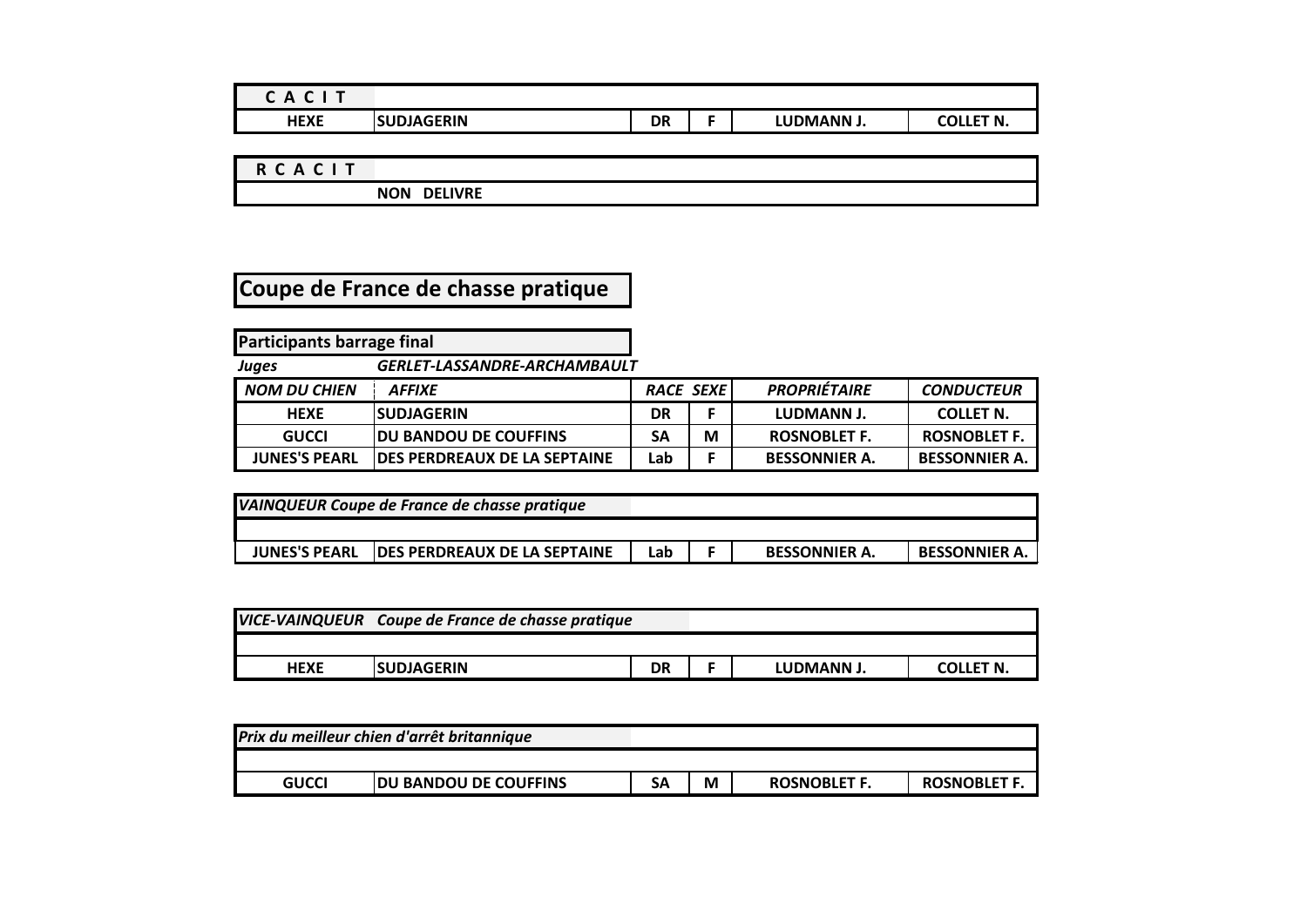| C A C I T | | | | | |
|---|---|---|---|---|---|
| HEXE | SUDJAGERIN | DR | F | LUDMANN J. | COLLET N. |

| R C A C I T | |
|---|---|
| | NON DELIVRE |

## Coupe de France de chasse pratique

**Participants barrage final**

*Juges* *GERLET-LASSANDRE-ARCHAMBAULT*

| *NOM DU CHIEN* | *AFFIXE* | *RACE* | *SEXE* | *PROPRIÉTAIRE* | *CONDUCTEUR* |
|---|---|---|---|---|---|
| HEXE | SUDJAGERIN | DR | F | LUDMANN J. | COLLET N. |
| GUCCI | DU BANDOU DE COUFFINS | SA | M | ROSNOBLET F. | ROSNOBLET F. |
| JUNES'S PEARL | DES PERDREAUX DE LA SEPTAINE | Lab | F | BESSONNIER A. | BESSONNIER A. |

| *VAINQUEUR Coupe de France de chasse pratique* | | | | | |
|---|---|---|---|---|---|
| JUNES'S PEARL | DES PERDREAUX DE LA SEPTAINE | Lab | F | BESSONNIER A. | BESSONNIER A. |

| *VICE-VAINQUEUR Coupe de France de chasse pratique* | | | | | |
|---|---|---|---|---|---|
| HEXE | SUDJAGERIN | DR | F | LUDMANN J. | COLLET N. |

| *Prix du meilleur chien d'arrêt britannique* | | | | | |
|---|---|---|---|---|---|
| GUCCI | DU BANDOU DE COUFFINS | SA | M | ROSNOBLET F. | ROSNOBLET F. |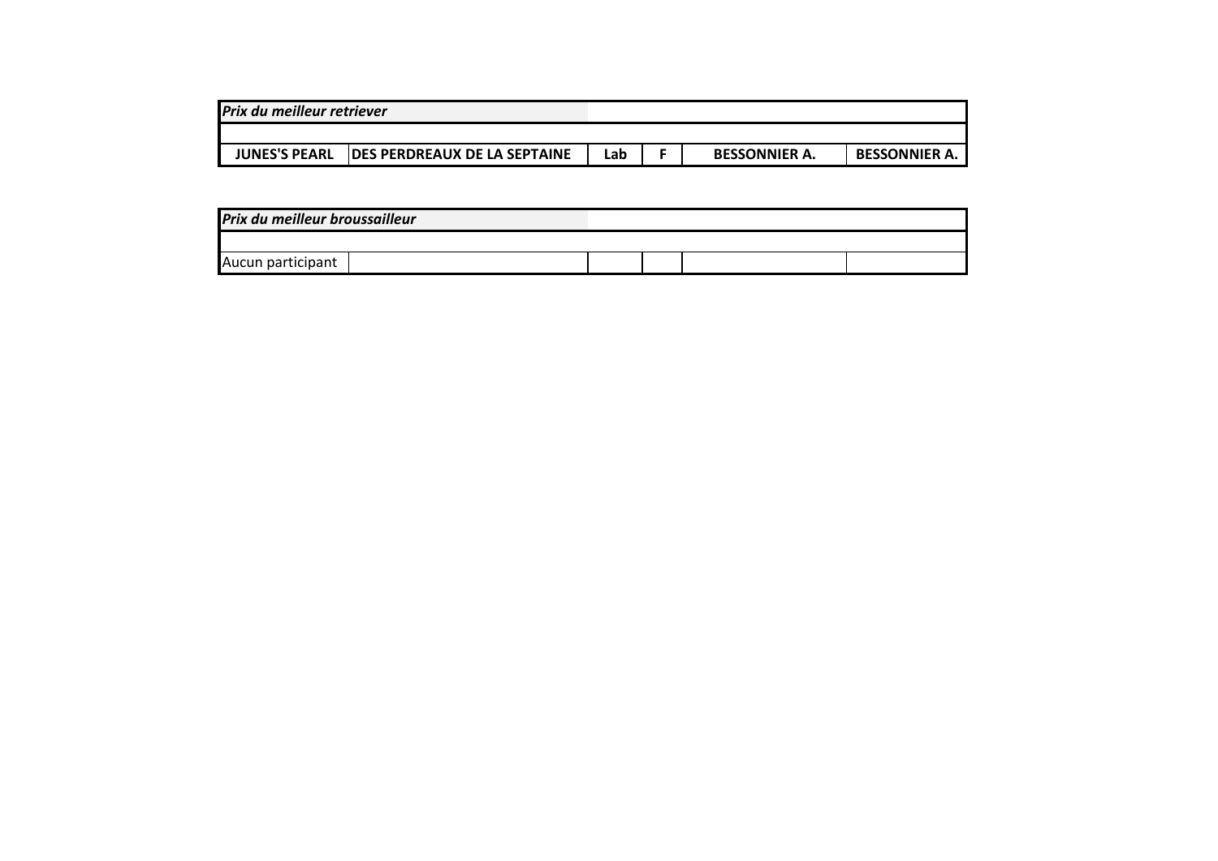| | | | | | |
|---|---|---|---|---|---|
| ***Prix du meilleur retriever*** | | | | | |
| | | | | | |
| **JUNES'S PEARL** | **DES PERDREAUX DE LA SEPTAINE** | **Lab** | **F** | **BESSONNIER A.** | **BESSONNIER A.** |

| | | | | | |
|---|---|---|---|---|---|
| ***Prix du meilleur broussailleur*** | | | | | |
| | | | | | |
| Aucun participant | | | | | |